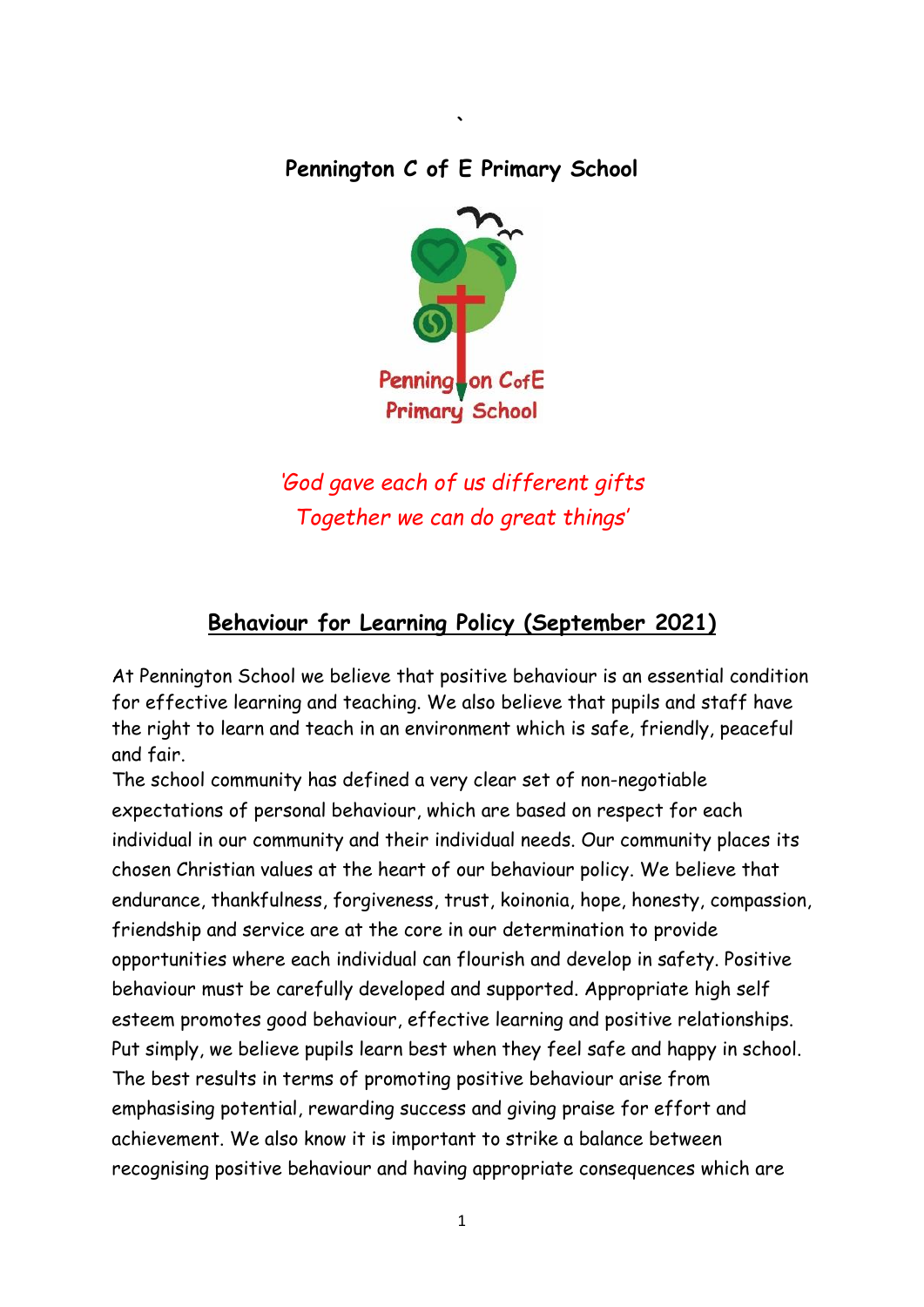**Pennington C of E Primary School**

*'God gave each of us different gifts*
*Together we can do great things'*

## Behaviour for Learning Policy (September 2021)

At Pennington School we believe that positive behaviour is an essential condition for effective learning and teaching. We also believe that pupils and staff have the right to learn and teach in an environment which is safe, friendly, peaceful and fair.

The school community has defined a very clear set of non-negotiable expectations of personal behaviour, which are based on respect for each individual in our community and their individual needs. Our community places its chosen Christian values at the heart of our behaviour policy. We believe that endurance, thankfulness, forgiveness, trust, koinonia, hope, honesty, compassion, friendship and service are at the core in our determination to provide opportunities where each individual can flourish and develop in safety. Positive behaviour must be carefully developed and supported. Appropriate high self esteem promotes good behaviour, effective learning and positive relationships. Put simply, we believe pupils learn best when they feel safe and happy in school. The best results in terms of promoting positive behaviour arise from emphasising potential, rewarding success and giving praise for effort and achievement. We also know it is important to strike a balance between recognising positive behaviour and having appropriate consequences which are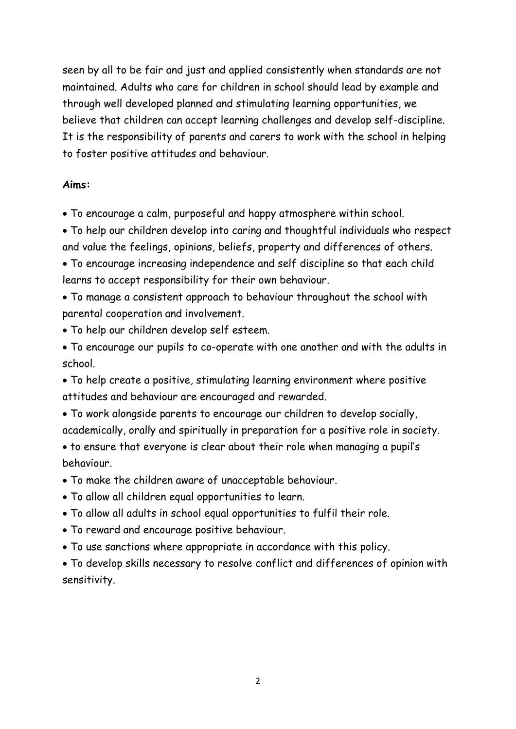seen by all to be fair and just and applied consistently when standards are not maintained. Adults who care for children in school should lead by example and through well developed planned and stimulating learning opportunities, we believe that children can accept learning challenges and develop self-discipline. It is the responsibility of parents and carers to work with the school in helping to foster positive attitudes and behaviour.

**Aims:**

- To encourage a calm, purposeful and happy atmosphere within school.
- To help our children develop into caring and thoughtful individuals who respect and value the feelings, opinions, beliefs, property and differences of others.
- To encourage increasing independence and self discipline so that each child learns to accept responsibility for their own behaviour.
- To manage a consistent approach to behaviour throughout the school with parental cooperation and involvement.
- To help our children develop self esteem.
- To encourage our pupils to co-operate with one another and with the adults in school.
- To help create a positive, stimulating learning environment where positive attitudes and behaviour are encouraged and rewarded.
- To work alongside parents to encourage our children to develop socially, academically, orally and spiritually in preparation for a positive role in society.
- to ensure that everyone is clear about their role when managing a pupil's behaviour.
- To make the children aware of unacceptable behaviour.
- To allow all children equal opportunities to learn.
- To allow all adults in school equal opportunities to fulfil their role.
- To reward and encourage positive behaviour.
- To use sanctions where appropriate in accordance with this policy.
- To develop skills necessary to resolve conflict and differences of opinion with sensitivity.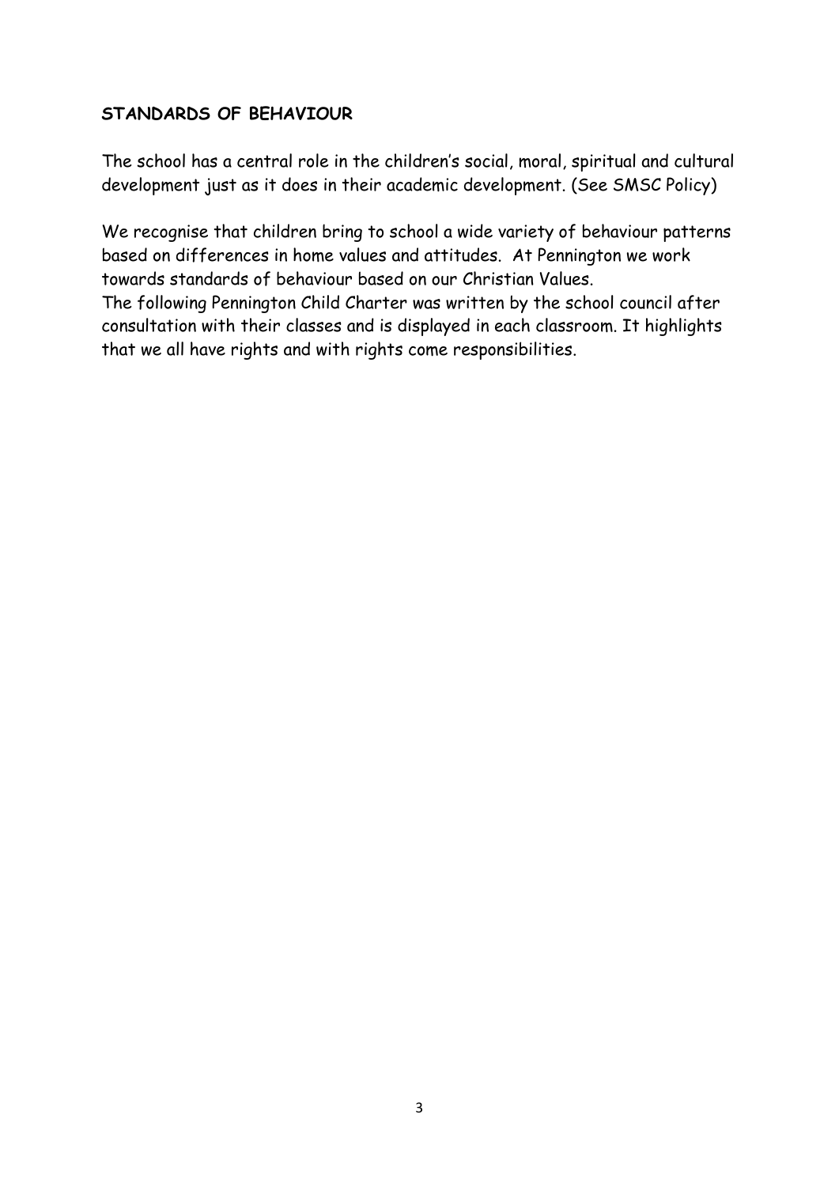## STANDARDS OF BEHAVIOUR

The school has a central role in the children's social, moral, spiritual and cultural development just as it does in their academic development. (See SMSC Policy)

We recognise that children bring to school a wide variety of behaviour patterns based on differences in home values and attitudes. At Pennington we work towards standards of behaviour based on our Christian Values.

The following Pennington Child Charter was written by the school council after consultation with their classes and is displayed in each classroom. It highlights that we all have rights and with rights come responsibilities.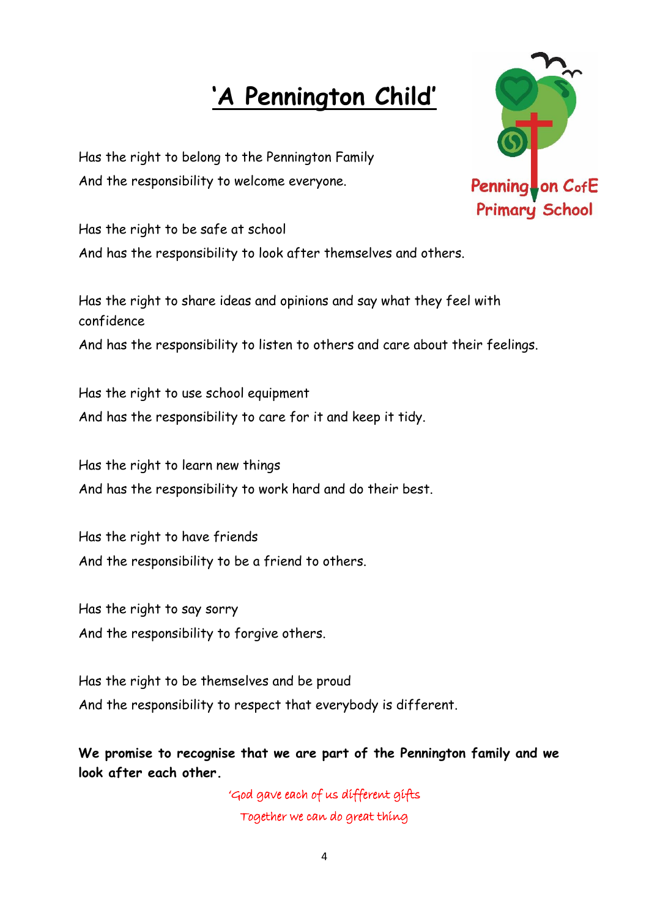# 'A Pennington Child'

Pennington CofE Primary School

Has the right to belong to the Pennington Family
And the responsibility to welcome everyone.

Has the right to be safe at school
And has the responsibility to look after themselves and others.

Has the right to share ideas and opinions and say what they feel with confidence
And has the responsibility to listen to others and care about their feelings.

Has the right to use school equipment
And has the responsibility to care for it and keep it tidy.

Has the right to learn new things
And has the responsibility to work hard and do their best.

Has the right to have friends
And the responsibility to be a friend to others.

Has the right to say sorry
And the responsibility to forgive others.

Has the right to be themselves and be proud
And the responsibility to respect that everybody is different.

**We promise to recognise that we are part of the Pennington family and we look after each other.**

'God gave each of us different gifts
Together we can do great thing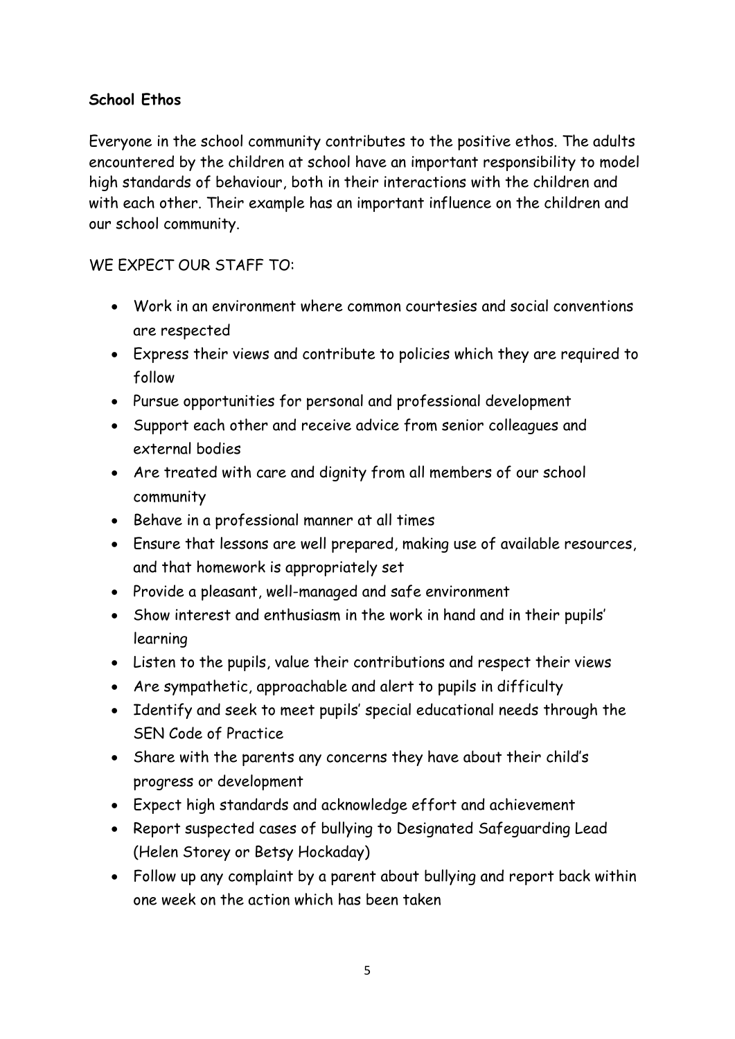**School Ethos**

Everyone in the school community contributes to the positive ethos. The adults encountered by the children at school have an important responsibility to model high standards of behaviour, both in their interactions with the children and with each other. Their example has an important influence on the children and our school community.

WE EXPECT OUR STAFF TO:

- Work in an environment where common courtesies and social conventions are respected
- Express their views and contribute to policies which they are required to follow
- Pursue opportunities for personal and professional development
- Support each other and receive advice from senior colleagues and external bodies
- Are treated with care and dignity from all members of our school community
- Behave in a professional manner at all times
- Ensure that lessons are well prepared, making use of available resources, and that homework is appropriately set
- Provide a pleasant, well-managed and safe environment
- Show interest and enthusiasm in the work in hand and in their pupils' learning
- Listen to the pupils, value their contributions and respect their views
- Are sympathetic, approachable and alert to pupils in difficulty
- Identify and seek to meet pupils' special educational needs through the SEN Code of Practice
- Share with the parents any concerns they have about their child's progress or development
- Expect high standards and acknowledge effort and achievement
- Report suspected cases of bullying to Designated Safeguarding Lead (Helen Storey or Betsy Hockaday)
- Follow up any complaint by a parent about bullying and report back within one week on the action which has been taken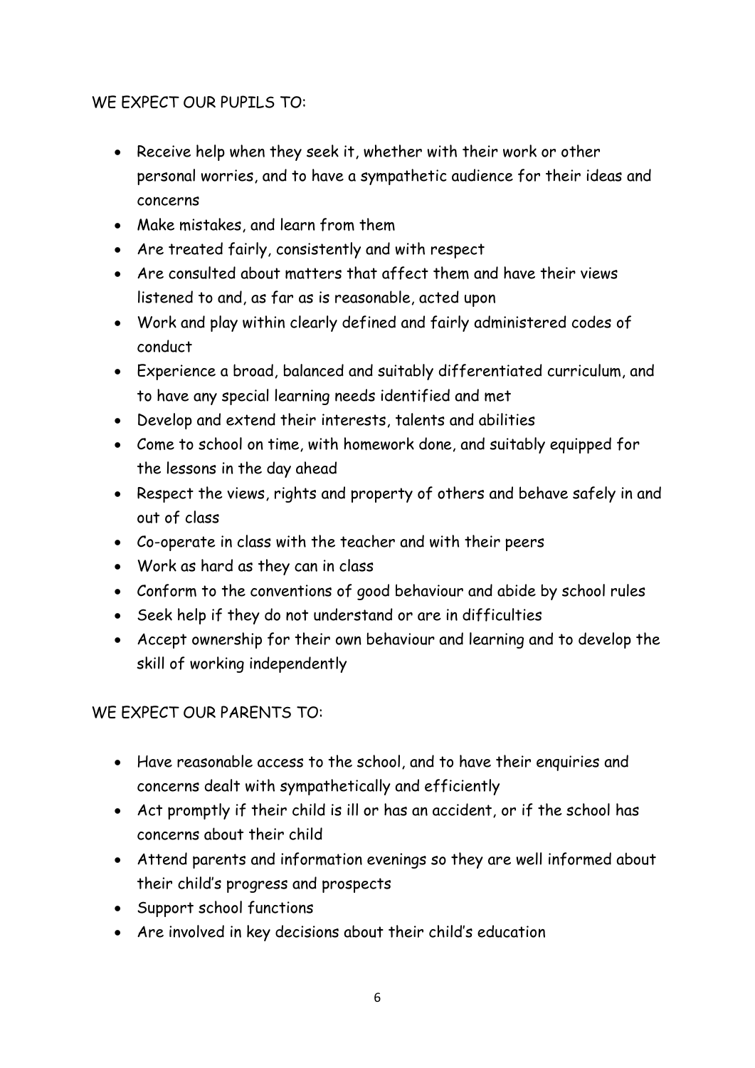WE EXPECT OUR PUPILS TO:

- Receive help when they seek it, whether with their work or other personal worries, and to have a sympathetic audience for their ideas and concerns
- Make mistakes, and learn from them
- Are treated fairly, consistently and with respect
- Are consulted about matters that affect them and have their views listened to and, as far as is reasonable, acted upon
- Work and play within clearly defined and fairly administered codes of conduct
- Experience a broad, balanced and suitably differentiated curriculum, and to have any special learning needs identified and met
- Develop and extend their interests, talents and abilities
- Come to school on time, with homework done, and suitably equipped for the lessons in the day ahead
- Respect the views, rights and property of others and behave safely in and out of class
- Co-operate in class with the teacher and with their peers
- Work as hard as they can in class
- Conform to the conventions of good behaviour and abide by school rules
- Seek help if they do not understand or are in difficulties
- Accept ownership for their own behaviour and learning and to develop the skill of working independently

WE EXPECT OUR PARENTS TO:

- Have reasonable access to the school, and to have their enquiries and concerns dealt with sympathetically and efficiently
- Act promptly if their child is ill or has an accident, or if the school has concerns about their child
- Attend parents and information evenings so they are well informed about their child's progress and prospects
- Support school functions
- Are involved in key decisions about their child's education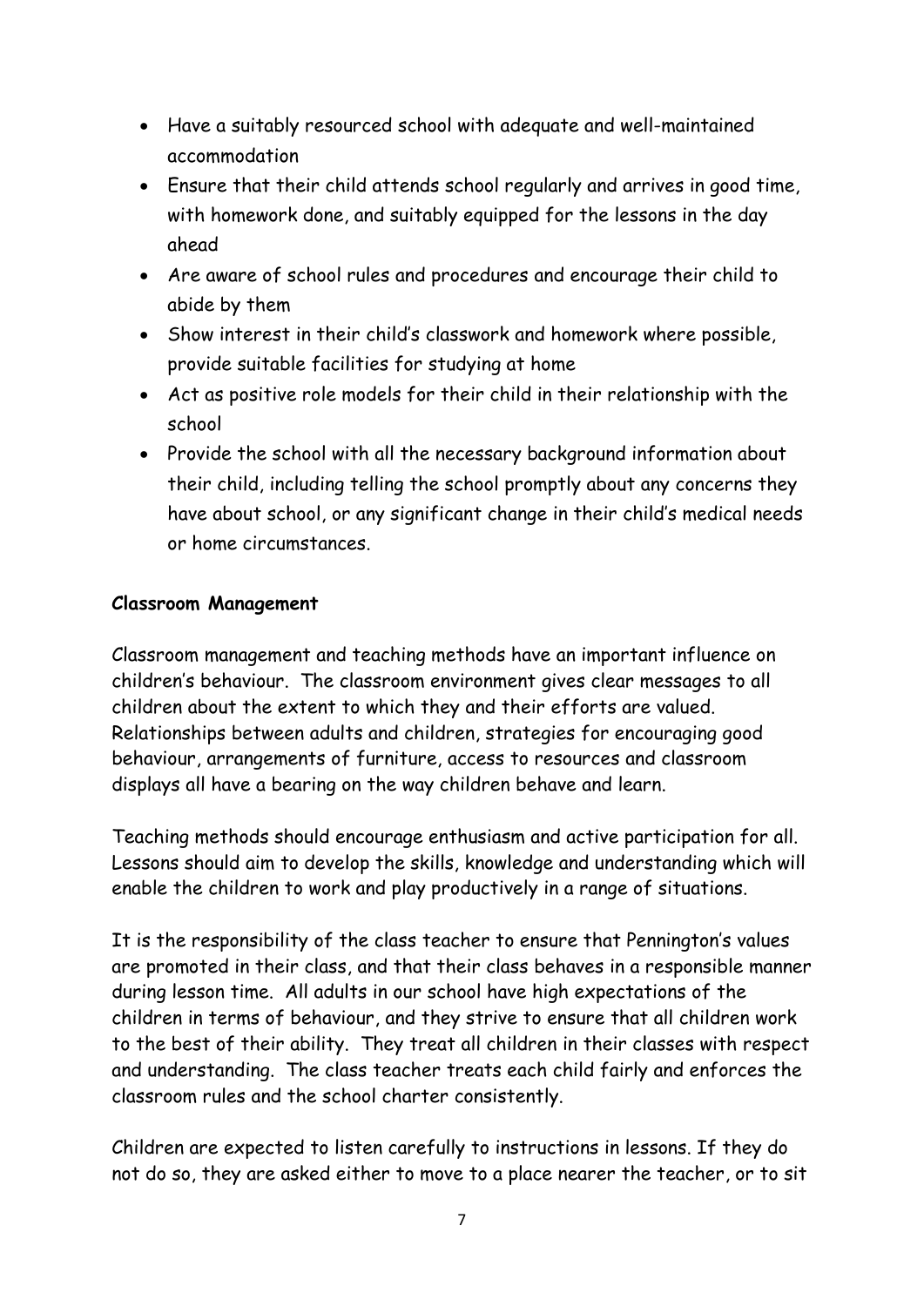- Have a suitably resourced school with adequate and well-maintained accommodation
- Ensure that their child attends school regularly and arrives in good time, with homework done, and suitably equipped for the lessons in the day ahead
- Are aware of school rules and procedures and encourage their child to abide by them
- Show interest in their child's classwork and homework where possible, provide suitable facilities for studying at home
- Act as positive role models for their child in their relationship with the school
- Provide the school with all the necessary background information about their child, including telling the school promptly about any concerns they have about school, or any significant change in their child's medical needs or home circumstances.

**Classroom Management**

Classroom management and teaching methods have an important influence on children's behaviour. The classroom environment gives clear messages to all children about the extent to which they and their efforts are valued. Relationships between adults and children, strategies for encouraging good behaviour, arrangements of furniture, access to resources and classroom displays all have a bearing on the way children behave and learn.

Teaching methods should encourage enthusiasm and active participation for all. Lessons should aim to develop the skills, knowledge and understanding which will enable the children to work and play productively in a range of situations.

It is the responsibility of the class teacher to ensure that Pennington's values are promoted in their class, and that their class behaves in a responsible manner during lesson time. All adults in our school have high expectations of the children in terms of behaviour, and they strive to ensure that all children work to the best of their ability. They treat all children in their classes with respect and understanding. The class teacher treats each child fairly and enforces the classroom rules and the school charter consistently.

Children are expected to listen carefully to instructions in lessons. If they do not do so, they are asked either to move to a place nearer the teacher, or to sit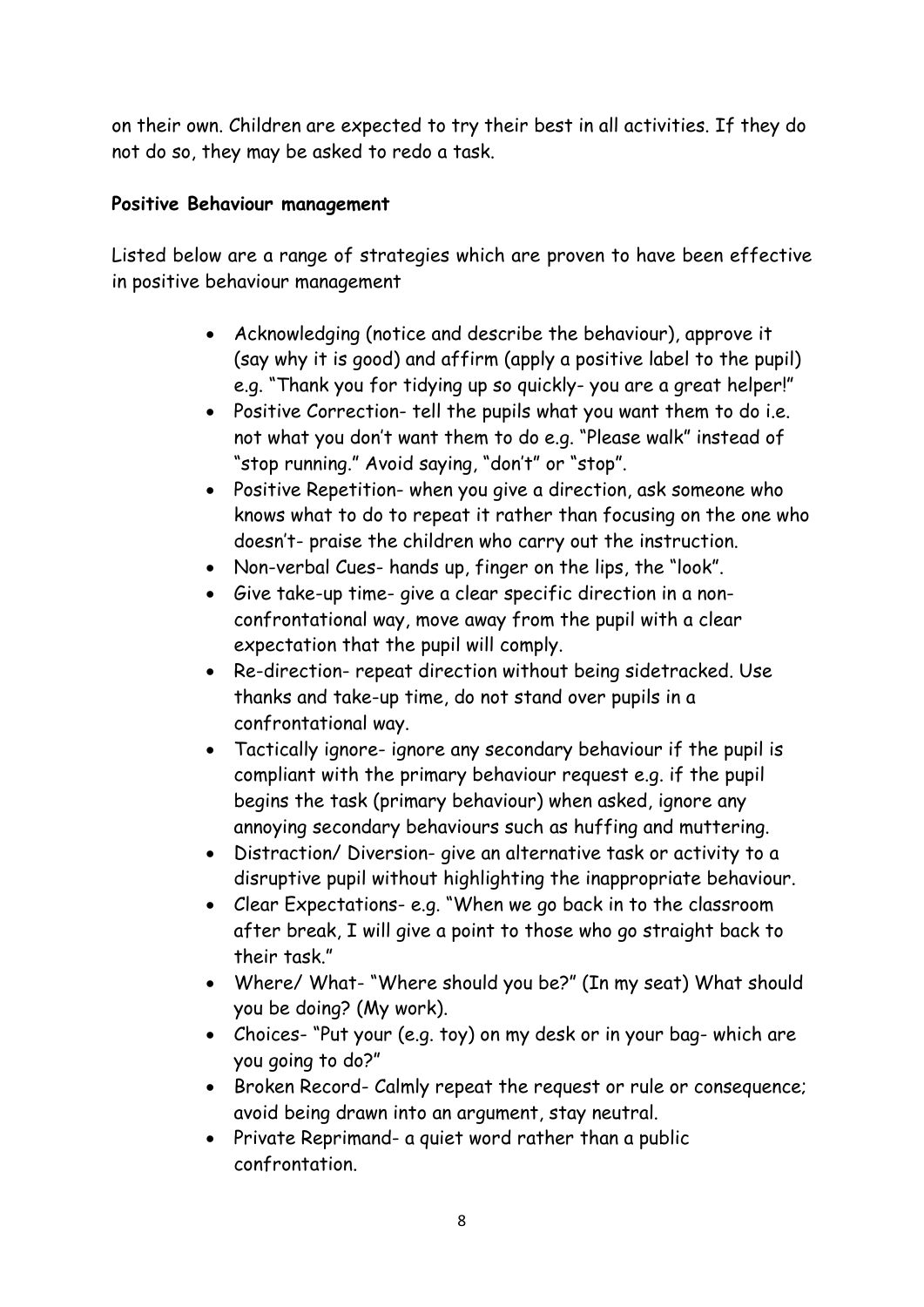on their own. Children are expected to try their best in all activities. If they do not do so, they may be asked to redo a task.

**Positive Behaviour management**

Listed below are a range of strategies which are proven to have been effective in positive behaviour management

- Acknowledging (notice and describe the behaviour), approve it (say why it is good) and affirm (apply a positive label to the pupil) e.g. "Thank you for tidying up so quickly- you are a great helper!"
- Positive Correction- tell the pupils what you want them to do i.e. not what you don't want them to do e.g. "Please walk" instead of "stop running." Avoid saying, "don't" or "stop".
- Positive Repetition- when you give a direction, ask someone who knows what to do to repeat it rather than focusing on the one who doesn't- praise the children who carry out the instruction.
- Non-verbal Cues- hands up, finger on the lips, the "look".
- Give take-up time- give a clear specific direction in a non-confrontational way, move away from the pupil with a clear expectation that the pupil will comply.
- Re-direction- repeat direction without being sidetracked. Use thanks and take-up time, do not stand over pupils in a confrontational way.
- Tactically ignore- ignore any secondary behaviour if the pupil is compliant with the primary behaviour request e.g. if the pupil begins the task (primary behaviour) when asked, ignore any annoying secondary behaviours such as huffing and muttering.
- Distraction/ Diversion- give an alternative task or activity to a disruptive pupil without highlighting the inappropriate behaviour.
- Clear Expectations- e.g. "When we go back in to the classroom after break, I will give a point to those who go straight back to their task."
- Where/ What- "Where should you be?" (In my seat) What should you be doing? (My work).
- Choices- "Put your (e.g. toy) on my desk or in your bag- which are you going to do?"
- Broken Record- Calmly repeat the request or rule or consequence; avoid being drawn into an argument, stay neutral.
- Private Reprimand- a quiet word rather than a public confrontation.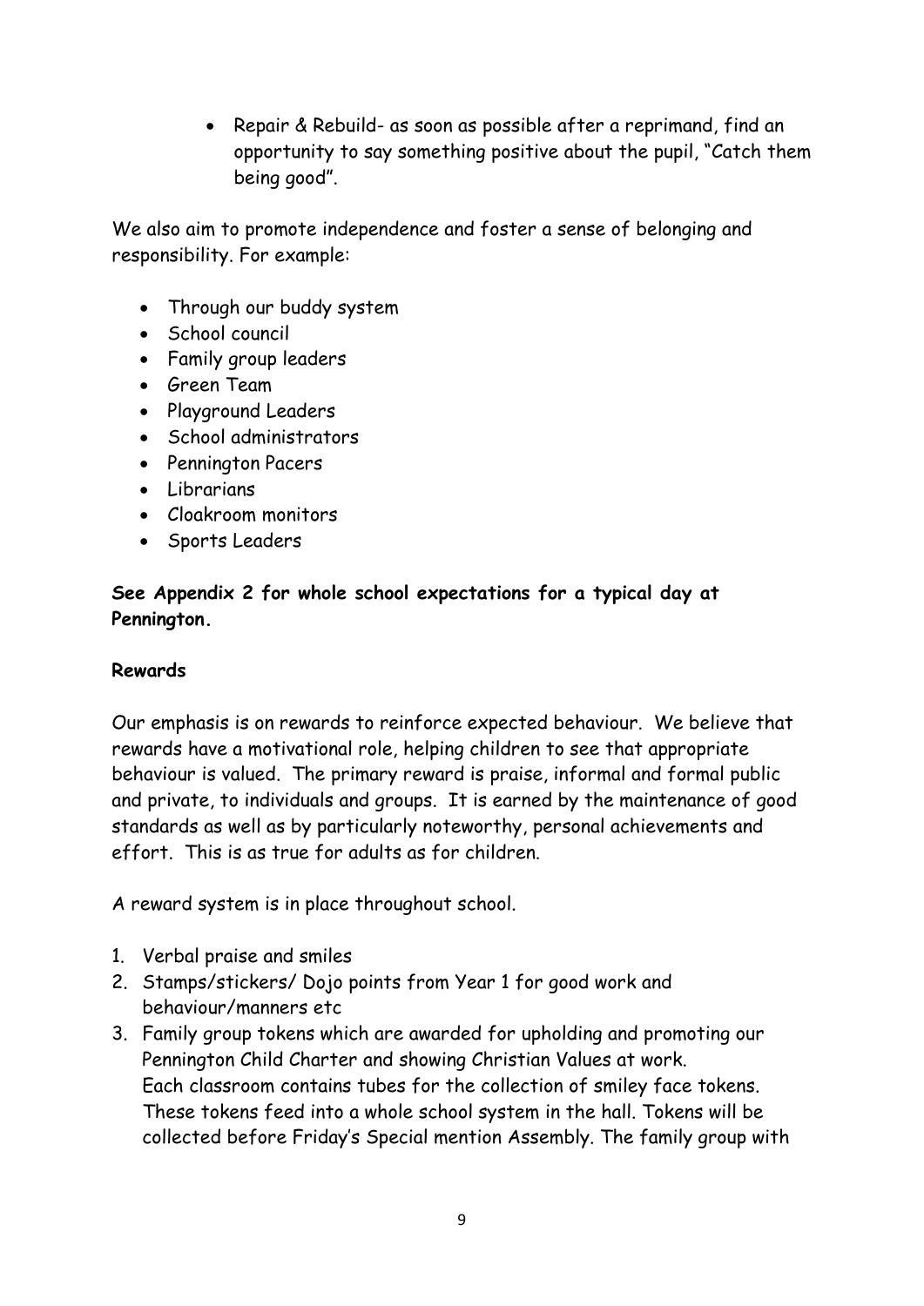- Repair & Rebuild- as soon as possible after a reprimand, find an opportunity to say something positive about the pupil, "Catch them being good".

We also aim to promote independence and foster a sense of belonging and responsibility. For example:

- Through our buddy system
- School council
- Family group leaders
- Green Team
- Playground Leaders
- School administrators
- Pennington Pacers
- Librarians
- Cloakroom monitors
- Sports Leaders

**See Appendix 2 for whole school expectations for a typical day at Pennington.**

**Rewards**

Our emphasis is on rewards to reinforce expected behaviour. We believe that rewards have a motivational role, helping children to see that appropriate behaviour is valued. The primary reward is praise, informal and formal public and private, to individuals and groups. It is earned by the maintenance of good standards as well as by particularly noteworthy, personal achievements and effort. This is as true for adults as for children.

A reward system is in place throughout school.

1. Verbal praise and smiles
2. Stamps/stickers/ Dojo points from Year 1 for good work and behaviour/manners etc
3. Family group tokens which are awarded for upholding and promoting our Pennington Child Charter and showing Christian Values at work.
   Each classroom contains tubes for the collection of smiley face tokens. These tokens feed into a whole school system in the hall. Tokens will be collected before Friday's Special mention Assembly. The family group with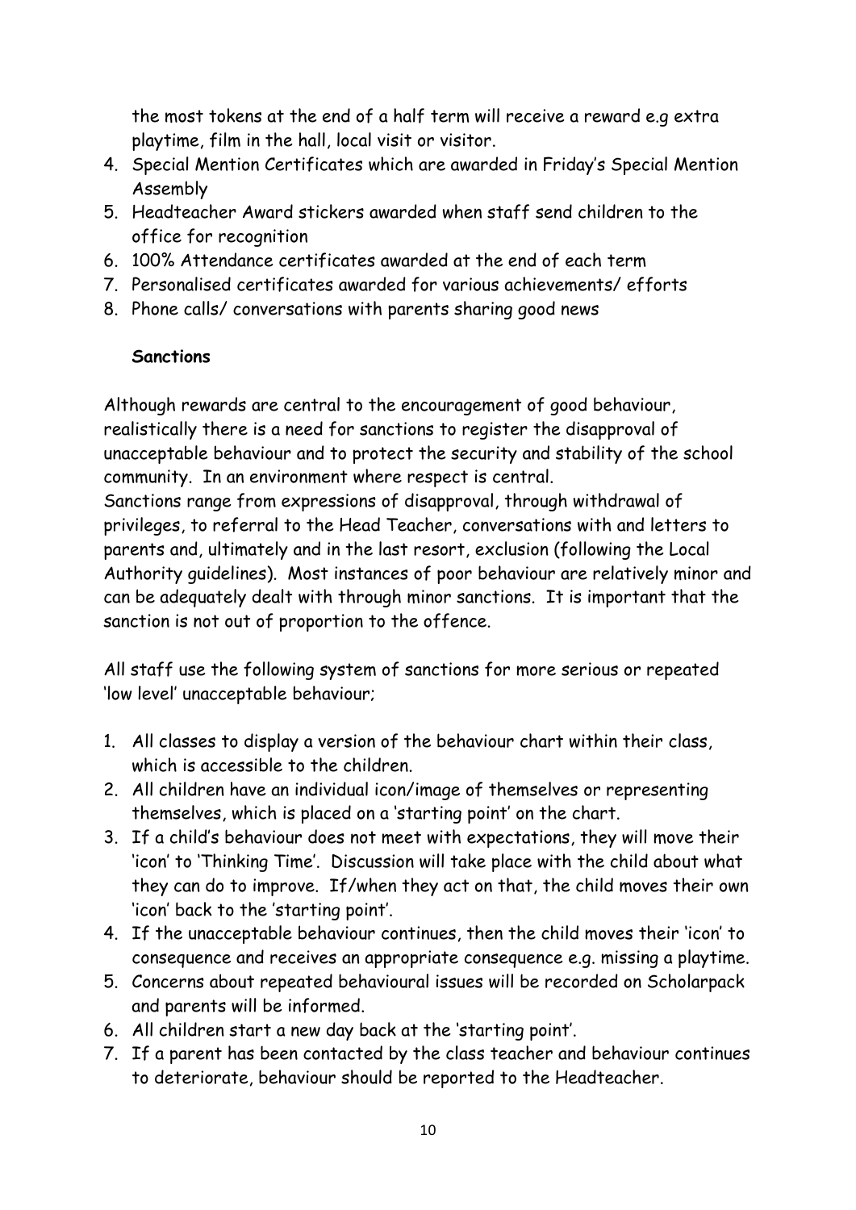the most tokens at the end of a half term will receive a reward e.g extra playtime, film in the hall, local visit or visitor.

4. Special Mention Certificates which are awarded in Friday's Special Mention Assembly
5. Headteacher Award stickers awarded when staff send children to the office for recognition
6. 100% Attendance certificates awarded at the end of each term
7. Personalised certificates awarded for various achievements/ efforts
8. Phone calls/ conversations with parents sharing good news

**Sanctions**

Although rewards are central to the encouragement of good behaviour, realistically there is a need for sanctions to register the disapproval of unacceptable behaviour and to protect the security and stability of the school community. In an environment where respect is central.
Sanctions range from expressions of disapproval, through withdrawal of privileges, to referral to the Head Teacher, conversations with and letters to parents and, ultimately and in the last resort, exclusion (following the Local Authority guidelines). Most instances of poor behaviour are relatively minor and can be adequately dealt with through minor sanctions. It is important that the sanction is not out of proportion to the offence.

All staff use the following system of sanctions for more serious or repeated 'low level' unacceptable behaviour;

1. All classes to display a version of the behaviour chart within their class, which is accessible to the children.
2. All children have an individual icon/image of themselves or representing themselves, which is placed on a 'starting point' on the chart.
3. If a child's behaviour does not meet with expectations, they will move their 'icon' to 'Thinking Time'. Discussion will take place with the child about what they can do to improve. If/when they act on that, the child moves their own 'icon' back to the 'starting point'.
4. If the unacceptable behaviour continues, then the child moves their 'icon' to consequence and receives an appropriate consequence e.g. missing a playtime.
5. Concerns about repeated behavioural issues will be recorded on Scholarpack and parents will be informed.
6. All children start a new day back at the 'starting point'.
7. If a parent has been contacted by the class teacher and behaviour continues to deteriorate, behaviour should be reported to the Headteacher.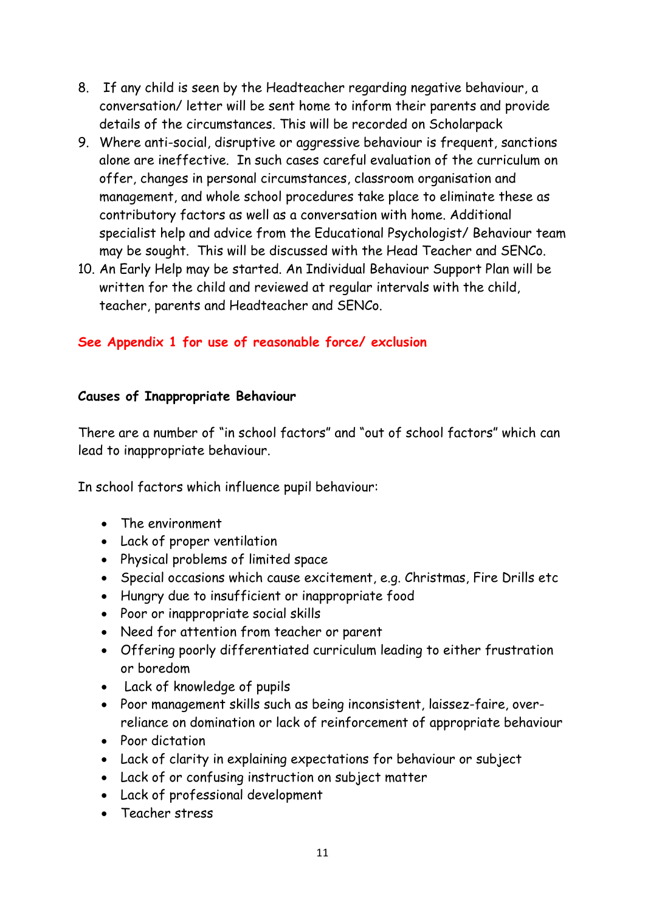8. If any child is seen by the Headteacher regarding negative behaviour, a conversation/ letter will be sent home to inform their parents and provide details of the circumstances. This will be recorded on Scholarpack
9. Where anti-social, disruptive or aggressive behaviour is frequent, sanctions alone are ineffective. In such cases careful evaluation of the curriculum on offer, changes in personal circumstances, classroom organisation and management, and whole school procedures take place to eliminate these as contributory factors as well as a conversation with home. Additional specialist help and advice from the Educational Psychologist/ Behaviour team may be sought. This will be discussed with the Head Teacher and SENCo.
10. An Early Help may be started. An Individual Behaviour Support Plan will be written for the child and reviewed at regular intervals with the child, teacher, parents and Headteacher and SENCo.

**See Appendix 1 for use of reasonable force/ exclusion**

**Causes of Inappropriate Behaviour**

There are a number of "in school factors" and "out of school factors" which can lead to inappropriate behaviour.

In school factors which influence pupil behaviour:

- The environment
- Lack of proper ventilation
- Physical problems of limited space
- Special occasions which cause excitement, e.g. Christmas, Fire Drills etc
- Hungry due to insufficient or inappropriate food
- Poor or inappropriate social skills
- Need for attention from teacher or parent
- Offering poorly differentiated curriculum leading to either frustration or boredom
- Lack of knowledge of pupils
- Poor management skills such as being inconsistent, laissez-faire, over-reliance on domination or lack of reinforcement of appropriate behaviour
- Poor dictation
- Lack of clarity in explaining expectations for behaviour or subject
- Lack of or confusing instruction on subject matter
- Lack of professional development
- Teacher stress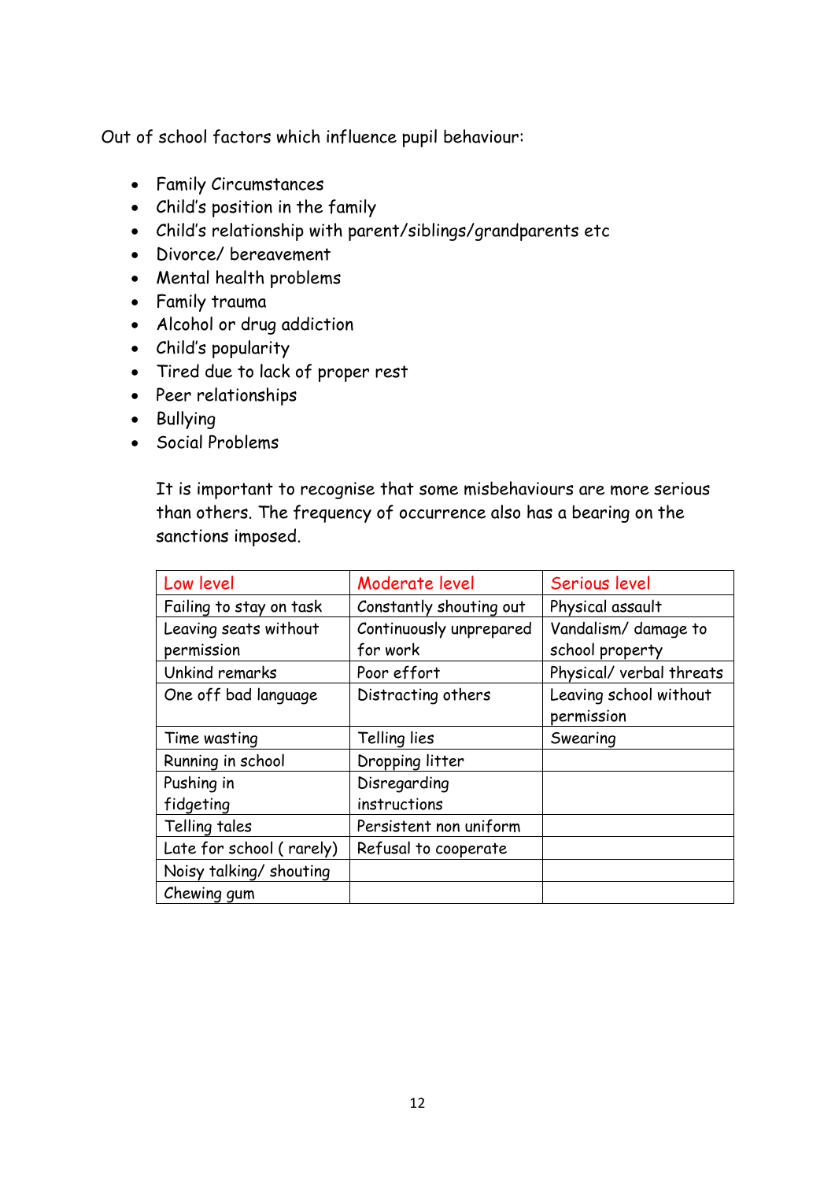Out of school factors which influence pupil behaviour:

- Family Circumstances
- Child's position in the family
- Child's relationship with parent/siblings/grandparents etc
- Divorce/ bereavement
- Mental health problems
- Family trauma
- Alcohol or drug addiction
- Child's popularity
- Tired due to lack of proper rest
- Peer relationships
- Bullying
- Social Problems

It is important to recognise that some misbehaviours are more serious than others. The frequency of occurrence also has a bearing on the sanctions imposed.

| Low level | Moderate level | Serious level |
|---|---|---|
| Failing to stay on task | Constantly shouting out | Physical assault |
| Leaving seats without permission | Continuously unprepared for work | Vandalism/ damage to school property |
| Unkind remarks | Poor effort | Physical/ verbal threats |
| One off bad language | Distracting others | Leaving school without permission |
| Time wasting | Telling lies | Swearing |
| Running in school | Dropping litter | |
| Pushing in fidgeting | Disregarding instructions | |
| Telling tales | Persistent non uniform | |
| Late for school ( rarely) | Refusal to cooperate | |
| Noisy talking/ shouting | | |
| Chewing gum | | |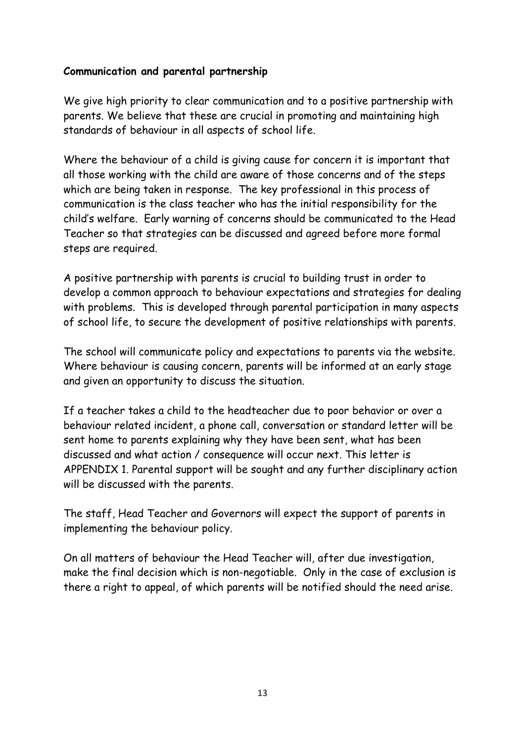**Communication and parental partnership**

We give high priority to clear communication and to a positive partnership with parents. We believe that these are crucial in promoting and maintaining high standards of behaviour in all aspects of school life.

Where the behaviour of a child is giving cause for concern it is important that all those working with the child are aware of those concerns and of the steps which are being taken in response. The key professional in this process of communication is the class teacher who has the initial responsibility for the child's welfare. Early warning of concerns should be communicated to the Head Teacher so that strategies can be discussed and agreed before more formal steps are required.

A positive partnership with parents is crucial to building trust in order to develop a common approach to behaviour expectations and strategies for dealing with problems. This is developed through parental participation in many aspects of school life, to secure the development of positive relationships with parents.

The school will communicate policy and expectations to parents via the website. Where behaviour is causing concern, parents will be informed at an early stage and given an opportunity to discuss the situation.

If a teacher takes a child to the headteacher due to poor behavior or over a behaviour related incident, a phone call, conversation or standard letter will be sent home to parents explaining why they have been sent, what has been discussed and what action / consequence will occur next. This letter is APPENDIX 1. Parental support will be sought and any further disciplinary action will be discussed with the parents.

The staff, Head Teacher and Governors will expect the support of parents in implementing the behaviour policy.

On all matters of behaviour the Head Teacher will, after due investigation, make the final decision which is non-negotiable. Only in the case of exclusion is there a right to appeal, of which parents will be notified should the need arise.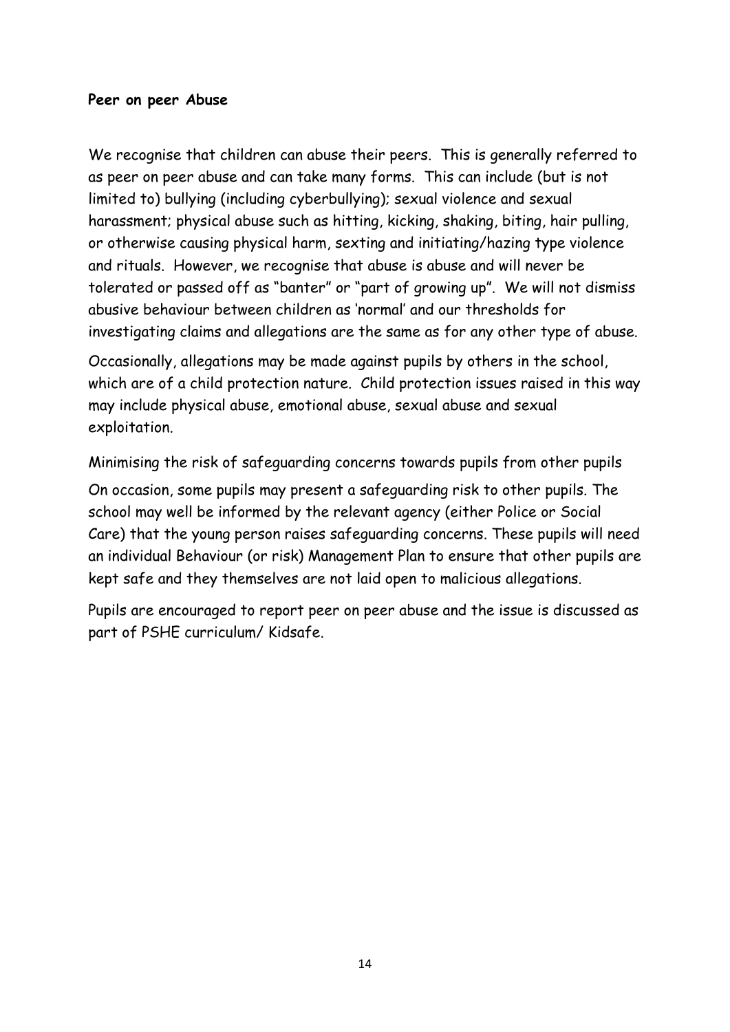**Peer on peer Abuse**

We recognise that children can abuse their peers. This is generally referred to as peer on peer abuse and can take many forms. This can include (but is not limited to) bullying (including cyberbullying); sexual violence and sexual harassment; physical abuse such as hitting, kicking, shaking, biting, hair pulling, or otherwise causing physical harm, sexting and initiating/hazing type violence and rituals. However, we recognise that abuse is abuse and will never be tolerated or passed off as "banter" or "part of growing up". We will not dismiss abusive behaviour between children as 'normal' and our thresholds for investigating claims and allegations are the same as for any other type of abuse.

Occasionally, allegations may be made against pupils by others in the school, which are of a child protection nature. Child protection issues raised in this way may include physical abuse, emotional abuse, sexual abuse and sexual exploitation.

Minimising the risk of safeguarding concerns towards pupils from other pupils

On occasion, some pupils may present a safeguarding risk to other pupils. The school may well be informed by the relevant agency (either Police or Social Care) that the young person raises safeguarding concerns. These pupils will need an individual Behaviour (or risk) Management Plan to ensure that other pupils are kept safe and they themselves are not laid open to malicious allegations.

Pupils are encouraged to report peer on peer abuse and the issue is discussed as part of PSHE curriculum/ Kidsafe.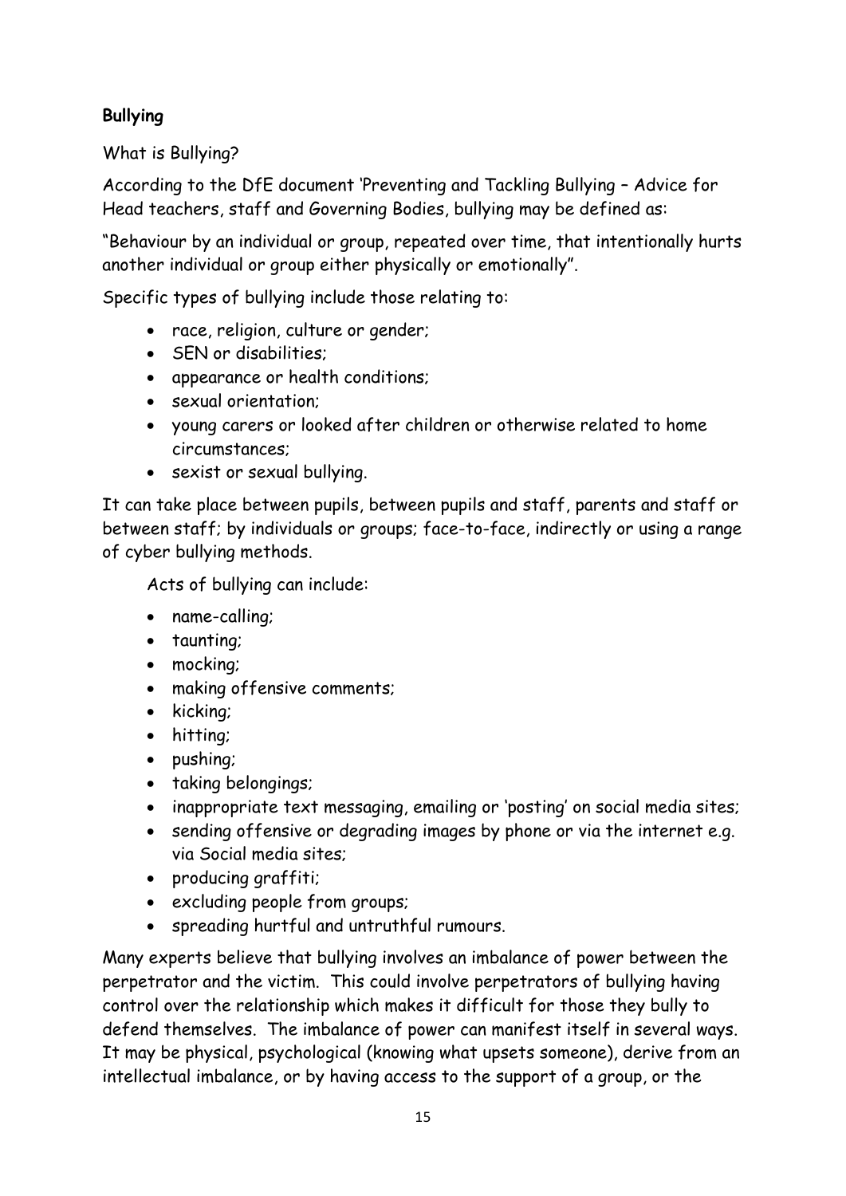## Bullying

What is Bullying?

According to the DfE document 'Preventing and Tackling Bullying – Advice for Head teachers, staff and Governing Bodies, bullying may be defined as:

"Behaviour by an individual or group, repeated over time, that intentionally hurts another individual or group either physically or emotionally".

Specific types of bullying include those relating to:

- race, religion, culture or gender;
- SEN or disabilities;
- appearance or health conditions;
- sexual orientation;
- young carers or looked after children or otherwise related to home circumstances;
- sexist or sexual bullying.

It can take place between pupils, between pupils and staff, parents and staff or between staff; by individuals or groups; face-to-face, indirectly or using a range of cyber bullying methods.

Acts of bullying can include:

- name-calling;
- taunting;
- mocking;
- making offensive comments;
- kicking;
- hitting;
- pushing;
- taking belongings;
- inappropriate text messaging, emailing or 'posting' on social media sites;
- sending offensive or degrading images by phone or via the internet e.g. via Social media sites;
- producing graffiti;
- excluding people from groups;
- spreading hurtful and untruthful rumours.

Many experts believe that bullying involves an imbalance of power between the perpetrator and the victim. This could involve perpetrators of bullying having control over the relationship which makes it difficult for those they bully to defend themselves. The imbalance of power can manifest itself in several ways. It may be physical, psychological (knowing what upsets someone), derive from an intellectual imbalance, or by having access to the support of a group, or the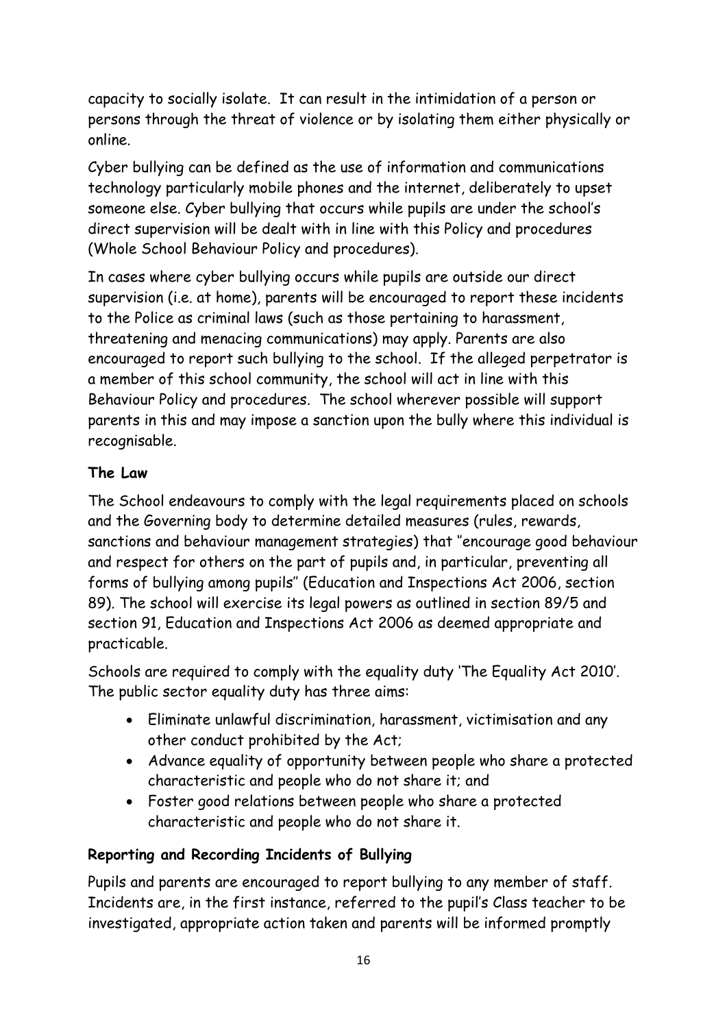capacity to socially isolate. It can result in the intimidation of a person or persons through the threat of violence or by isolating them either physically or online.

Cyber bullying can be defined as the use of information and communications technology particularly mobile phones and the internet, deliberately to upset someone else. Cyber bullying that occurs while pupils are under the school's direct supervision will be dealt with in line with this Policy and procedures (Whole School Behaviour Policy and procedures).

In cases where cyber bullying occurs while pupils are outside our direct supervision (i.e. at home), parents will be encouraged to report these incidents to the Police as criminal laws (such as those pertaining to harassment, threatening and menacing communications) may apply. Parents are also encouraged to report such bullying to the school. If the alleged perpetrator is a member of this school community, the school will act in line with this Behaviour Policy and procedures. The school wherever possible will support parents in this and may impose a sanction upon the bully where this individual is recognisable.

**The Law**

The School endeavours to comply with the legal requirements placed on schools and the Governing body to determine detailed measures (rules, rewards, sanctions and behaviour management strategies) that "encourage good behaviour and respect for others on the part of pupils and, in particular, preventing all forms of bullying among pupils" (Education and Inspections Act 2006, section 89). The school will exercise its legal powers as outlined in section 89/5 and section 91, Education and Inspections Act 2006 as deemed appropriate and practicable.

Schools are required to comply with the equality duty 'The Equality Act 2010'. The public sector equality duty has three aims:

- Eliminate unlawful discrimination, harassment, victimisation and any other conduct prohibited by the Act;
- Advance equality of opportunity between people who share a protected characteristic and people who do not share it; and
- Foster good relations between people who share a protected characteristic and people who do not share it.

**Reporting and Recording Incidents of Bullying**

Pupils and parents are encouraged to report bullying to any member of staff. Incidents are, in the first instance, referred to the pupil's Class teacher to be investigated, appropriate action taken and parents will be informed promptly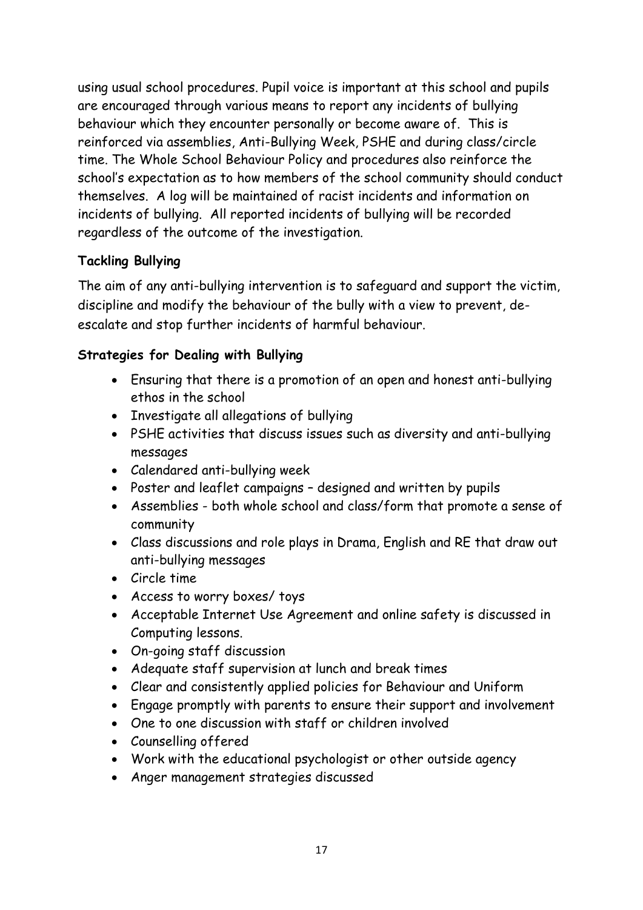using usual school procedures. Pupil voice is important at this school and pupils are encouraged through various means to report any incidents of bullying behaviour which they encounter personally or become aware of. This is reinforced via assemblies, Anti-Bullying Week, PSHE and during class/circle time. The Whole School Behaviour Policy and procedures also reinforce the school's expectation as to how members of the school community should conduct themselves. A log will be maintained of racist incidents and information on incidents of bullying. All reported incidents of bullying will be recorded regardless of the outcome of the investigation.

**Tackling Bullying**

The aim of any anti-bullying intervention is to safeguard and support the victim, discipline and modify the behaviour of the bully with a view to prevent, de-escalate and stop further incidents of harmful behaviour.

**Strategies for Dealing with Bullying**

- Ensuring that there is a promotion of an open and honest anti-bullying ethos in the school
- Investigate all allegations of bullying
- PSHE activities that discuss issues such as diversity and anti-bullying messages
- Calendared anti-bullying week
- Poster and leaflet campaigns – designed and written by pupils
- Assemblies - both whole school and class/form that promote a sense of community
- Class discussions and role plays in Drama, English and RE that draw out anti-bullying messages
- Circle time
- Access to worry boxes/ toys
- Acceptable Internet Use Agreement and online safety is discussed in Computing lessons.
- On-going staff discussion
- Adequate staff supervision at lunch and break times
- Clear and consistently applied policies for Behaviour and Uniform
- Engage promptly with parents to ensure their support and involvement
- One to one discussion with staff or children involved
- Counselling offered
- Work with the educational psychologist or other outside agency
- Anger management strategies discussed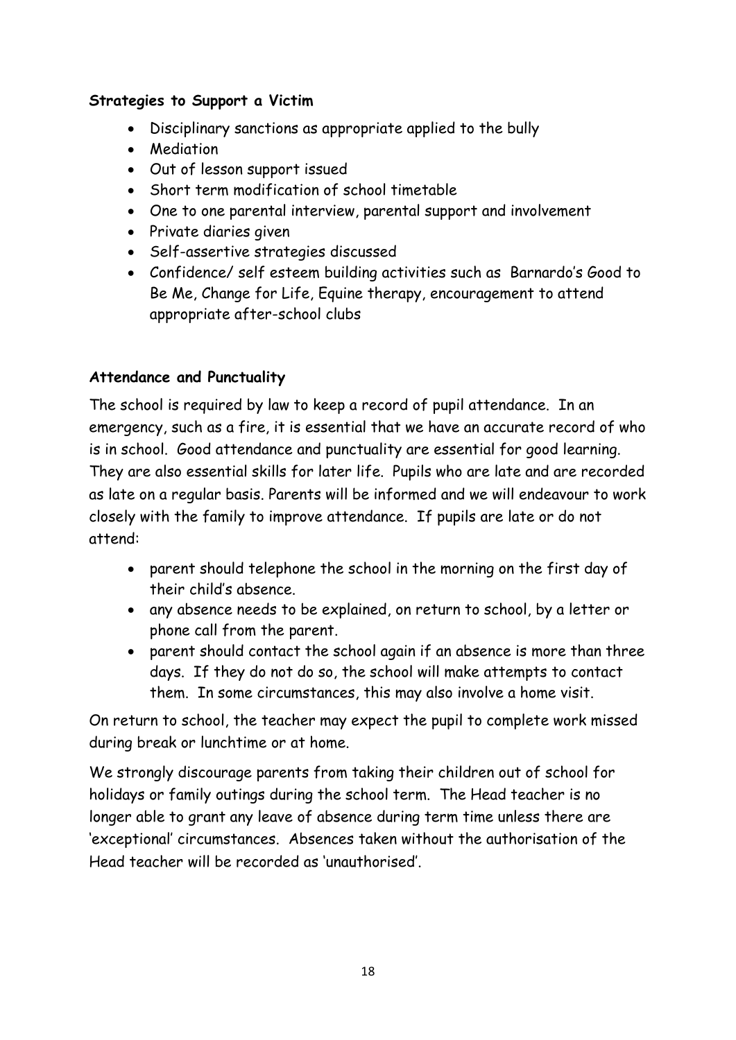**Strategies to Support a Victim**

- Disciplinary sanctions as appropriate applied to the bully
- Mediation
- Out of lesson support issued
- Short term modification of school timetable
- One to one parental interview, parental support and involvement
- Private diaries given
- Self-assertive strategies discussed
- Confidence/ self esteem building activities such as Barnardo's Good to Be Me, Change for Life, Equine therapy, encouragement to attend appropriate after-school clubs

**Attendance and Punctuality**

The school is required by law to keep a record of pupil attendance. In an emergency, such as a fire, it is essential that we have an accurate record of who is in school. Good attendance and punctuality are essential for good learning. They are also essential skills for later life. Pupils who are late and are recorded as late on a regular basis. Parents will be informed and we will endeavour to work closely with the family to improve attendance. If pupils are late or do not attend:

- parent should telephone the school in the morning on the first day of their child's absence.
- any absence needs to be explained, on return to school, by a letter or phone call from the parent.
- parent should contact the school again if an absence is more than three days. If they do not do so, the school will make attempts to contact them. In some circumstances, this may also involve a home visit.

On return to school, the teacher may expect the pupil to complete work missed during break or lunchtime or at home.

We strongly discourage parents from taking their children out of school for holidays or family outings during the school term. The Head teacher is no longer able to grant any leave of absence during term time unless there are 'exceptional' circumstances. Absences taken without the authorisation of the Head teacher will be recorded as 'unauthorised'.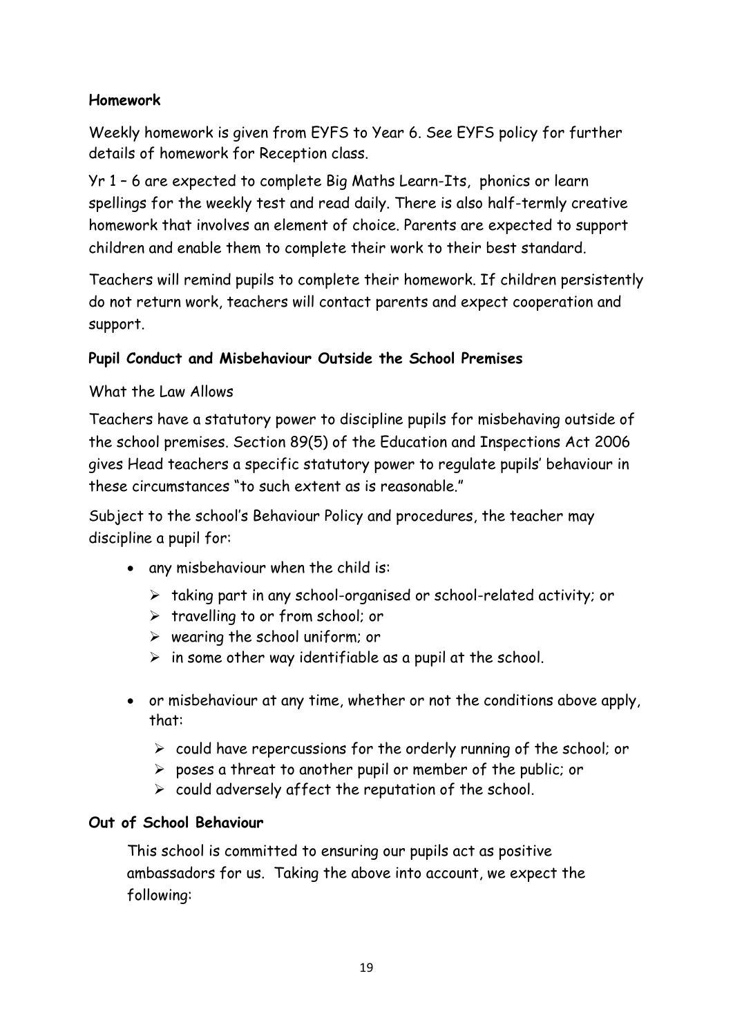**Homework**

Weekly homework is given from EYFS to Year 6. See EYFS policy for further details of homework for Reception class.

Yr 1 – 6 are expected to complete Big Maths Learn-Its, phonics or learn spellings for the weekly test and read daily. There is also half-termly creative homework that involves an element of choice. Parents are expected to support children and enable them to complete their work to their best standard.

Teachers will remind pupils to complete their homework. If children persistently do not return work, teachers will contact parents and expect cooperation and support.

**Pupil Conduct and Misbehaviour Outside the School Premises**

What the Law Allows

Teachers have a statutory power to discipline pupils for misbehaving outside of the school premises. Section 89(5) of the Education and Inspections Act 2006 gives Head teachers a specific statutory power to regulate pupils' behaviour in these circumstances "to such extent as is reasonable."

Subject to the school's Behaviour Policy and procedures, the teacher may discipline a pupil for:

- any misbehaviour when the child is:
  - taking part in any school-organised or school-related activity; or
  - travelling to or from school; or
  - wearing the school uniform; or
  - in some other way identifiable as a pupil at the school.
- or misbehaviour at any time, whether or not the conditions above apply, that:
  - could have repercussions for the orderly running of the school; or
  - poses a threat to another pupil or member of the public; or
  - could adversely affect the reputation of the school.

**Out of School Behaviour**

This school is committed to ensuring our pupils act as positive ambassadors for us. Taking the above into account, we expect the following: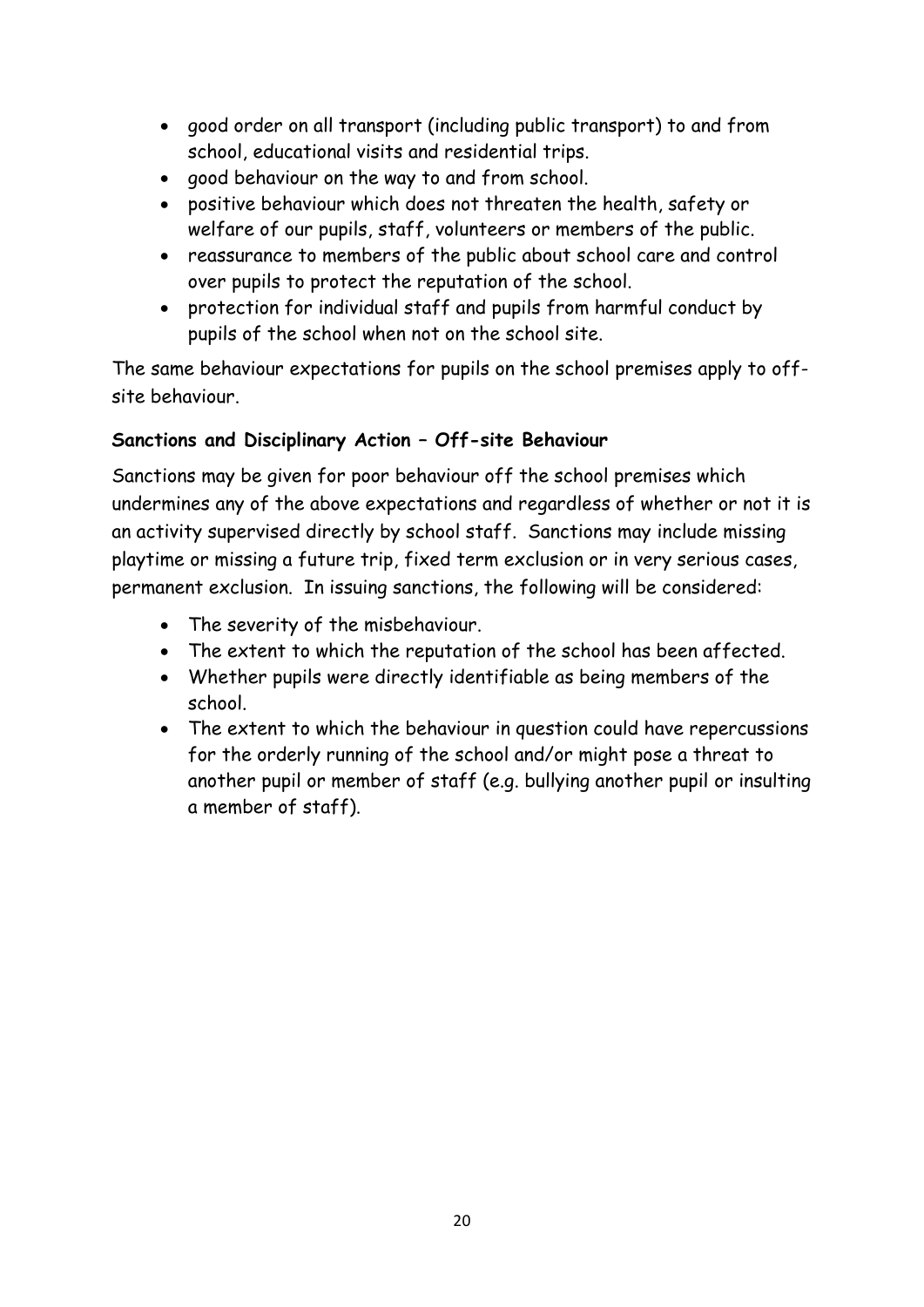- good order on all transport (including public transport) to and from school, educational visits and residential trips.
- good behaviour on the way to and from school.
- positive behaviour which does not threaten the health, safety or welfare of our pupils, staff, volunteers or members of the public.
- reassurance to members of the public about school care and control over pupils to protect the reputation of the school.
- protection for individual staff and pupils from harmful conduct by pupils of the school when not on the school site.

The same behaviour expectations for pupils on the school premises apply to off-site behaviour.

**Sanctions and Disciplinary Action – Off-site Behaviour**

Sanctions may be given for poor behaviour off the school premises which undermines any of the above expectations and regardless of whether or not it is an activity supervised directly by school staff. Sanctions may include missing playtime or missing a future trip, fixed term exclusion or in very serious cases, permanent exclusion. In issuing sanctions, the following will be considered:

- The severity of the misbehaviour.
- The extent to which the reputation of the school has been affected.
- Whether pupils were directly identifiable as being members of the school.
- The extent to which the behaviour in question could have repercussions for the orderly running of the school and/or might pose a threat to another pupil or member of staff (e.g. bullying another pupil or insulting a member of staff).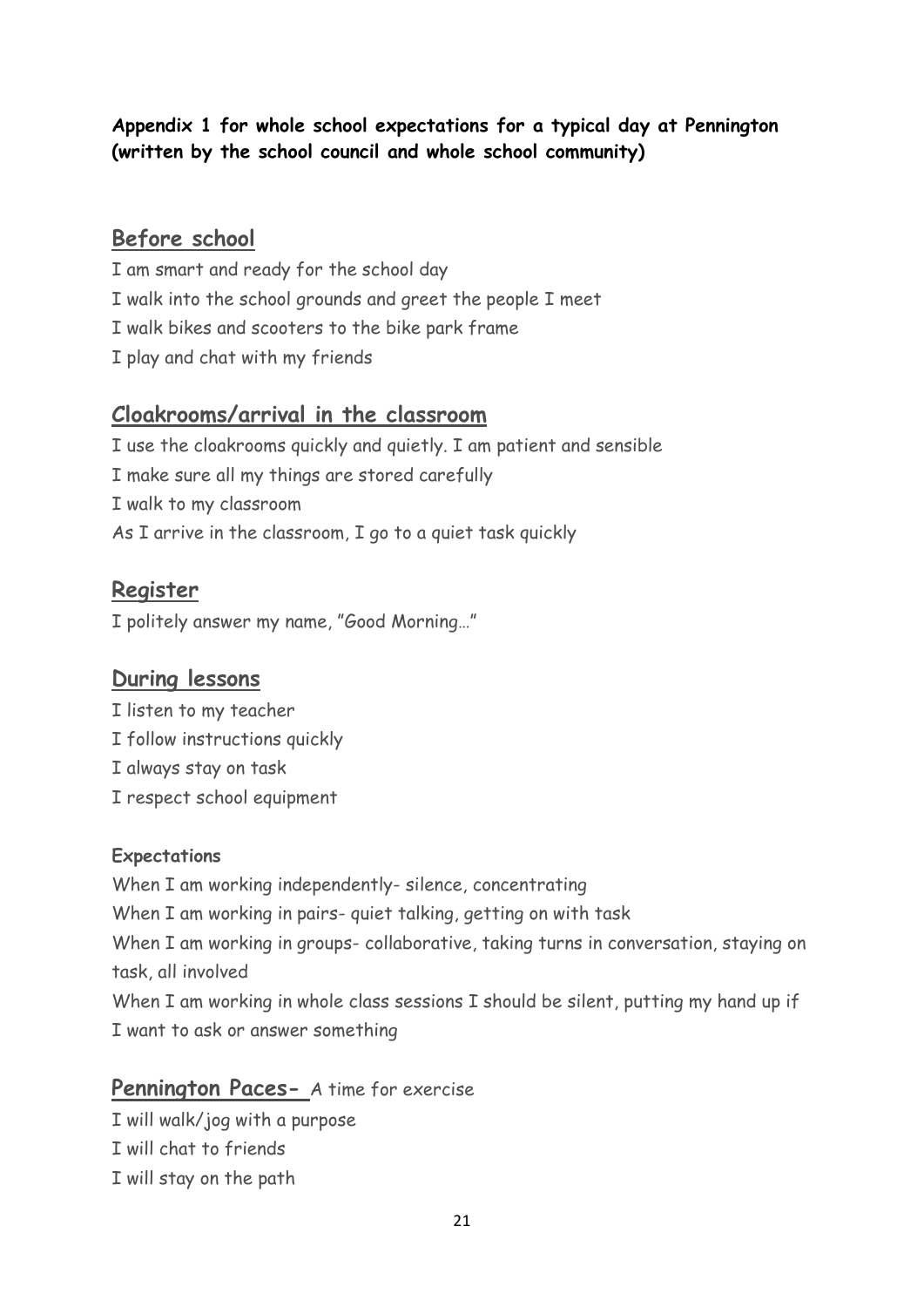**Appendix 1 for whole school expectations for a typical day at Pennington (written by the school council and whole school community)**

## Before school

I am smart and ready for the school day
I walk into the school grounds and greet the people I meet
I walk bikes and scooters to the bike park frame
I play and chat with my friends

## Cloakrooms/arrival in the classroom

I use the cloakrooms quickly and quietly. I am patient and sensible
I make sure all my things are stored carefully
I walk to my classroom
As I arrive in the classroom, I go to a quiet task quickly

## Register

I politely answer my name, "Good Morning…"

## During lessons

I listen to my teacher
I follow instructions quickly
I always stay on task
I respect school equipment

**Expectations**

When I am working independently- silence, concentrating
When I am working in pairs- quiet talking, getting on with task
When I am working in groups- collaborative, taking turns in conversation, staying on task, all involved
When I am working in whole class sessions I should be silent, putting my hand up if I want to ask or answer something

## Pennington Paces- A time for exercise

I will walk/jog with a purpose
I will chat to friends
I will stay on the path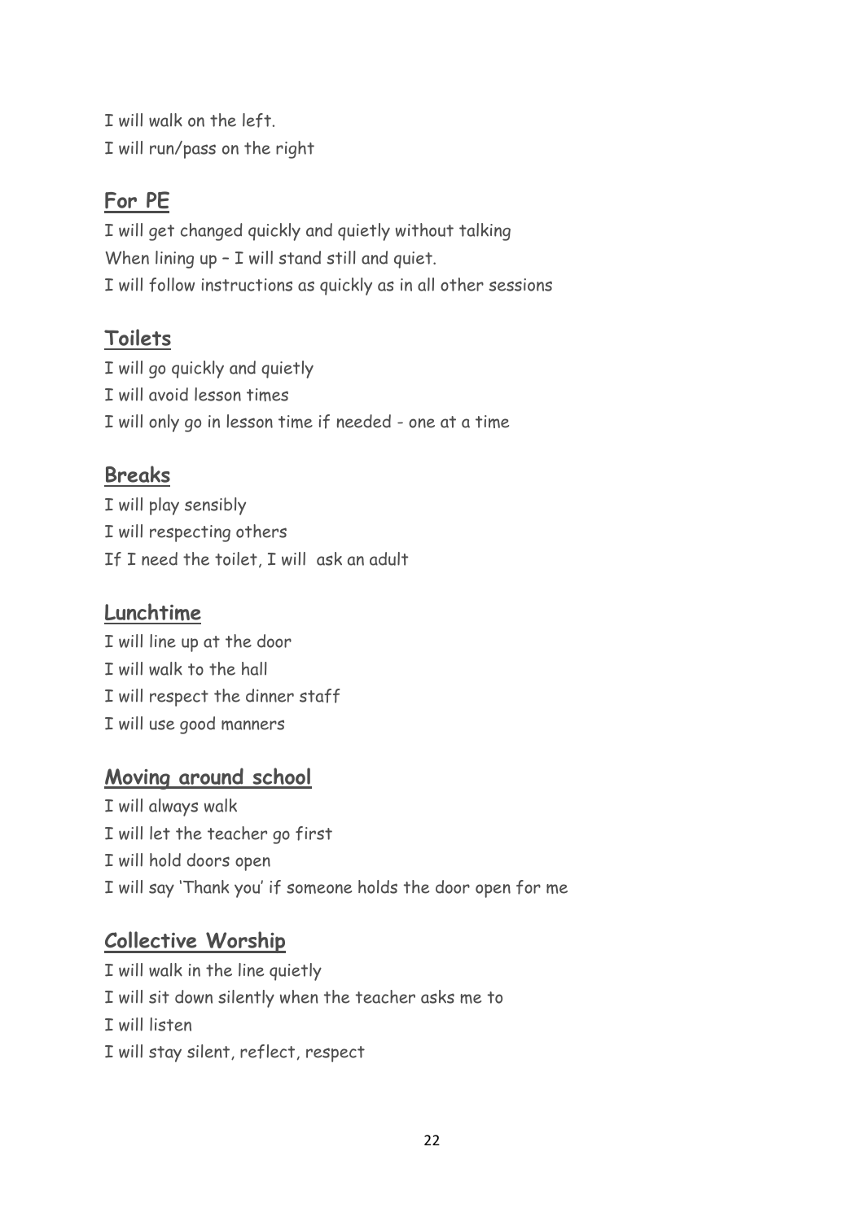I will walk on the left.

I will run/pass on the right

## For PE

I will get changed quickly and quietly without talking

When lining up – I will stand still and quiet.

I will follow instructions as quickly as in all other sessions

## Toilets

I will go quickly and quietly

I will avoid lesson times

I will only go in lesson time if needed - one at a time

## Breaks

I will play sensibly

I will respecting others

If I need the toilet, I will ask an adult

## Lunchtime

I will line up at the door

I will walk to the hall

I will respect the dinner staff

I will use good manners

## Moving around school

I will always walk

I will let the teacher go first

I will hold doors open

I will say 'Thank you' if someone holds the door open for me

## Collective Worship

I will walk in the line quietly

I will sit down silently when the teacher asks me to

I will listen

I will stay silent, reflect, respect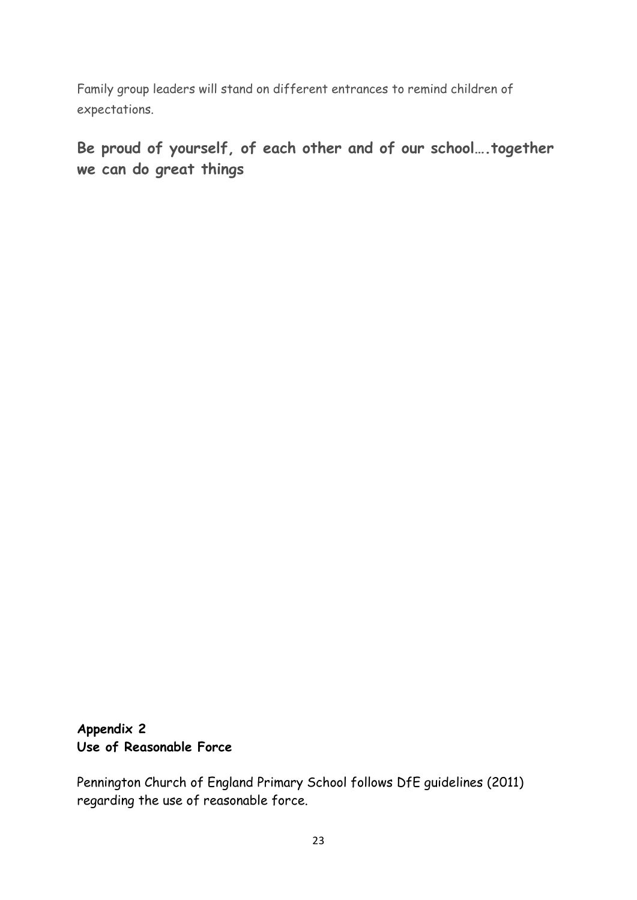Family group leaders will stand on different entrances to remind children of expectations.

**Be proud of yourself, of each other and of our school….together we can do great things**

**Appendix 2**
**Use of Reasonable Force**

Pennington Church of England Primary School follows DfE guidelines (2011) regarding the use of reasonable force.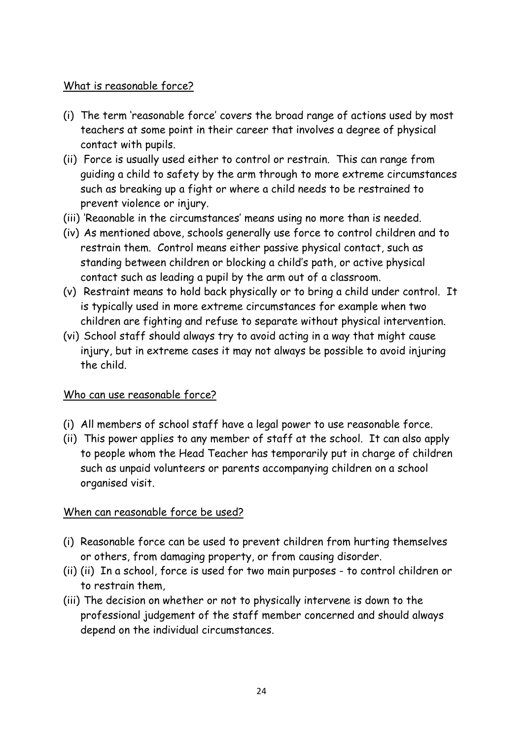What is reasonable force?

(i) The term 'reasonable force' covers the broad range of actions used by most teachers at some point in their career that involves a degree of physical contact with pupils.
(ii) Force is usually used either to control or restrain. This can range from guiding a child to safety by the arm through to more extreme circumstances such as breaking up a fight or where a child needs to be restrained to prevent violence or injury.
(iii) 'Reaonable in the circumstances' means using no more than is needed.
(iv) As mentioned above, schools generally use force to control children and to restrain them. Control means either passive physical contact, such as standing between children or blocking a child's path, or active physical contact such as leading a pupil by the arm out of a classroom.
(v) Restraint means to hold back physically or to bring a child under control. It is typically used in more extreme circumstances for example when two children are fighting and refuse to separate without physical intervention.
(vi) School staff should always try to avoid acting in a way that might cause injury, but in extreme cases it may not always be possible to avoid injuring the child.

Who can use reasonable force?

(i) All members of school staff have a legal power to use reasonable force.
(ii) This power applies to any member of staff at the school. It can also apply to people whom the Head Teacher has temporarily put in charge of children such as unpaid volunteers or parents accompanying children on a school organised visit.

When can reasonable force be used?

(i) Reasonable force can be used to prevent children from hurting themselves or others, from damaging property, or from causing disorder.
(ii) (ii) In a school, force is used for two main purposes - to control children or to restrain them,
(iii) The decision on whether or not to physically intervene is down to the professional judgement of the staff member concerned and should always depend on the individual circumstances.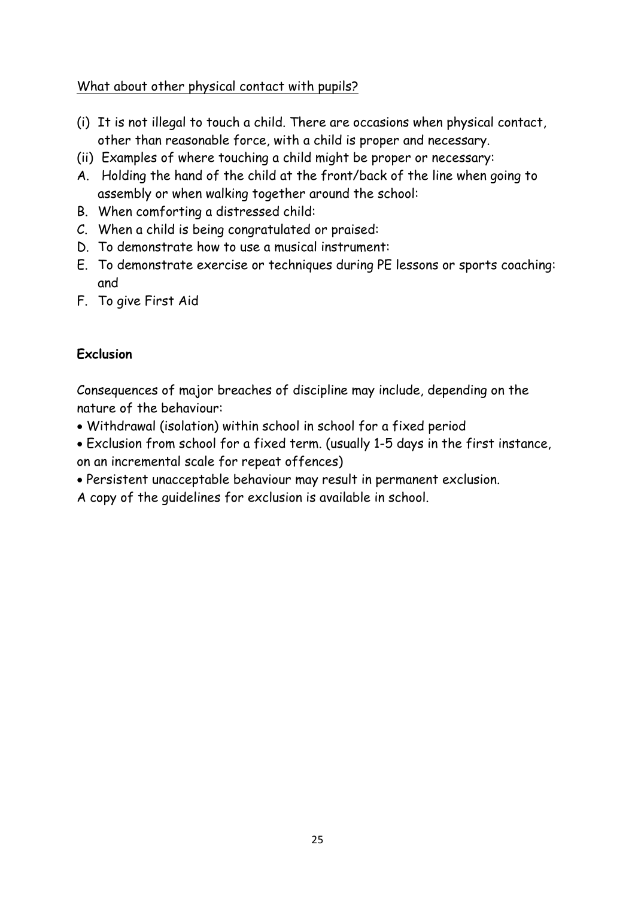What about other physical contact with pupils?

(i) It is not illegal to touch a child. There are occasions when physical contact, other than reasonable force, with a child is proper and necessary.
(ii) Examples of where touching a child might be proper or necessary:

A. Holding the hand of the child at the front/back of the line when going to assembly or when walking together around the school:
B. When comforting a distressed child:
C. When a child is being congratulated or praised:
D. To demonstrate how to use a musical instrument:
E. To demonstrate exercise or techniques during PE lessons or sports coaching: and
F. To give First Aid

**Exclusion**

Consequences of major breaches of discipline may include, depending on the nature of the behaviour:

- Withdrawal (isolation) within school in school for a fixed period
- Exclusion from school for a fixed term. (usually 1-5 days in the first instance, on an incremental scale for repeat offences)
- Persistent unacceptable behaviour may result in permanent exclusion.

A copy of the guidelines for exclusion is available in school.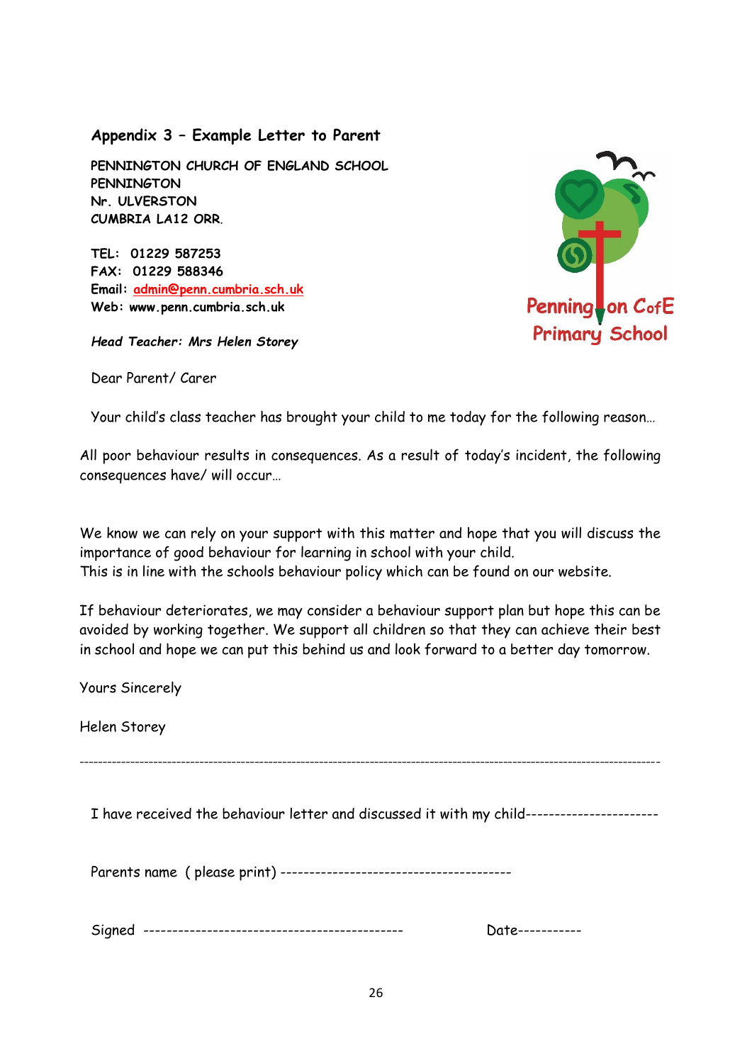## Appendix 3 – Example Letter to Parent

PENNINGTON CHURCH OF ENGLAND SCHOOL
PENNINGTON
Nr. ULVERSTON
CUMBRIA LA12 ORR.

TEL: 01229 587253
FAX: 01229 588346
Email: admin@penn.cumbria.sch.uk
Web: www.penn.cumbria.sch.uk

*Head Teacher: Mrs Helen Storey*

Pennington CofE Primary School

Dear Parent/ Carer

Your child's class teacher has brought your child to me today for the following reason…

All poor behaviour results in consequences. As a result of today's incident, the following consequences have/ will occur…

We know we can rely on your support with this matter and hope that you will discuss the importance of good behaviour for learning in school with your child.
This is in line with the schools behaviour policy which can be found on our website.

If behaviour deteriorates, we may consider a behaviour support plan but hope this can be avoided by working together. We support all children so that they can achieve their best in school and hope we can put this behind us and look forward to a better day tomorrow.

Yours Sincerely

Helen Storey

---

I have received the behaviour letter and discussed it with my child----------------------

Parents name ( please print) ---------------------------------------

Signed --------------------------------------------        Date-----------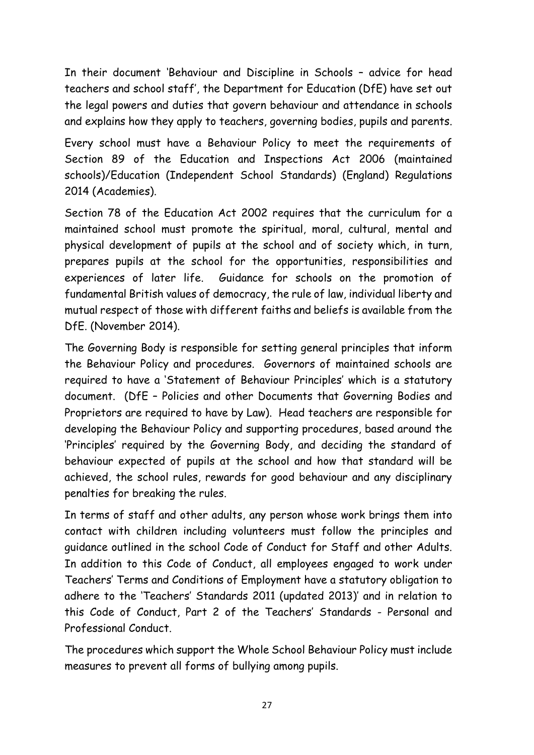In their document 'Behaviour and Discipline in Schools – advice for head teachers and school staff', the Department for Education (DfE) have set out the legal powers and duties that govern behaviour and attendance in schools and explains how they apply to teachers, governing bodies, pupils and parents.

Every school must have a Behaviour Policy to meet the requirements of Section 89 of the Education and Inspections Act 2006 (maintained schools)/Education (Independent School Standards) (England) Regulations 2014 (Academies).

Section 78 of the Education Act 2002 requires that the curriculum for a maintained school must promote the spiritual, moral, cultural, mental and physical development of pupils at the school and of society which, in turn, prepares pupils at the school for the opportunities, responsibilities and experiences of later life. Guidance for schools on the promotion of fundamental British values of democracy, the rule of law, individual liberty and mutual respect of those with different faiths and beliefs is available from the DfE. (November 2014).

The Governing Body is responsible for setting general principles that inform the Behaviour Policy and procedures. Governors of maintained schools are required to have a 'Statement of Behaviour Principles' which is a statutory document. (DfE – Policies and other Documents that Governing Bodies and Proprietors are required to have by Law). Head teachers are responsible for developing the Behaviour Policy and supporting procedures, based around the 'Principles' required by the Governing Body, and deciding the standard of behaviour expected of pupils at the school and how that standard will be achieved, the school rules, rewards for good behaviour and any disciplinary penalties for breaking the rules.

In terms of staff and other adults, any person whose work brings them into contact with children including volunteers must follow the principles and guidance outlined in the school Code of Conduct for Staff and other Adults. In addition to this Code of Conduct, all employees engaged to work under Teachers' Terms and Conditions of Employment have a statutory obligation to adhere to the 'Teachers' Standards 2011 (updated 2013)' and in relation to this Code of Conduct, Part 2 of the Teachers' Standards - Personal and Professional Conduct.

The procedures which support the Whole School Behaviour Policy must include measures to prevent all forms of bullying among pupils.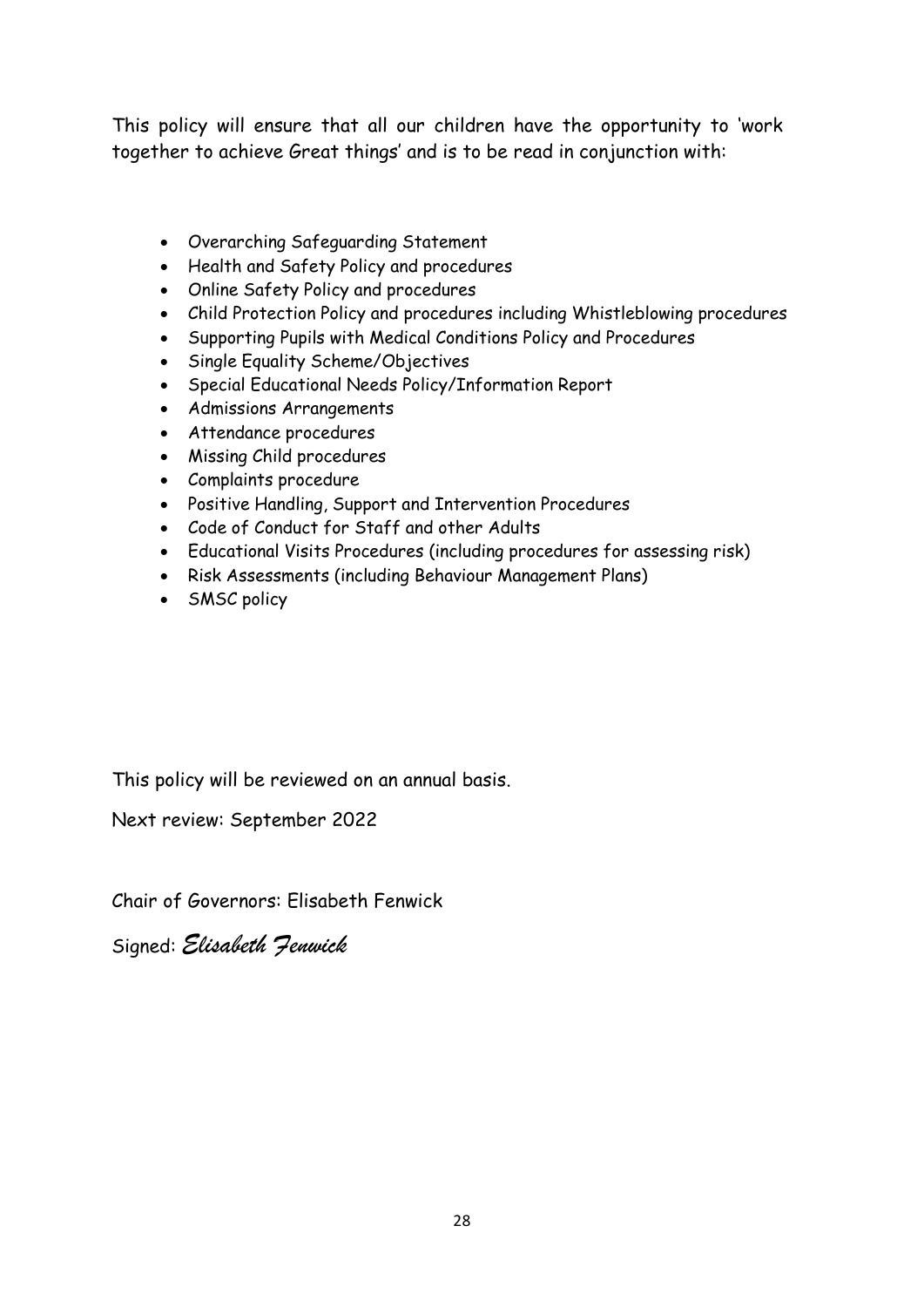This policy will ensure that all our children have the opportunity to 'work together to achieve Great things' and is to be read in conjunction with:

- Overarching Safeguarding Statement
- Health and Safety Policy and procedures
- Online Safety Policy and procedures
- Child Protection Policy and procedures including Whistleblowing procedures
- Supporting Pupils with Medical Conditions Policy and Procedures
- Single Equality Scheme/Objectives
- Special Educational Needs Policy/Information Report
- Admissions Arrangements
- Attendance procedures
- Missing Child procedures
- Complaints procedure
- Positive Handling, Support and Intervention Procedures
- Code of Conduct for Staff and other Adults
- Educational Visits Procedures (including procedures for assessing risk)
- Risk Assessments (including Behaviour Management Plans)
- SMSC policy

This policy will be reviewed on an annual basis.

Next review: September 2022

Chair of Governors: Elisabeth Fenwick

Signed: *Elisabeth Fenwick*